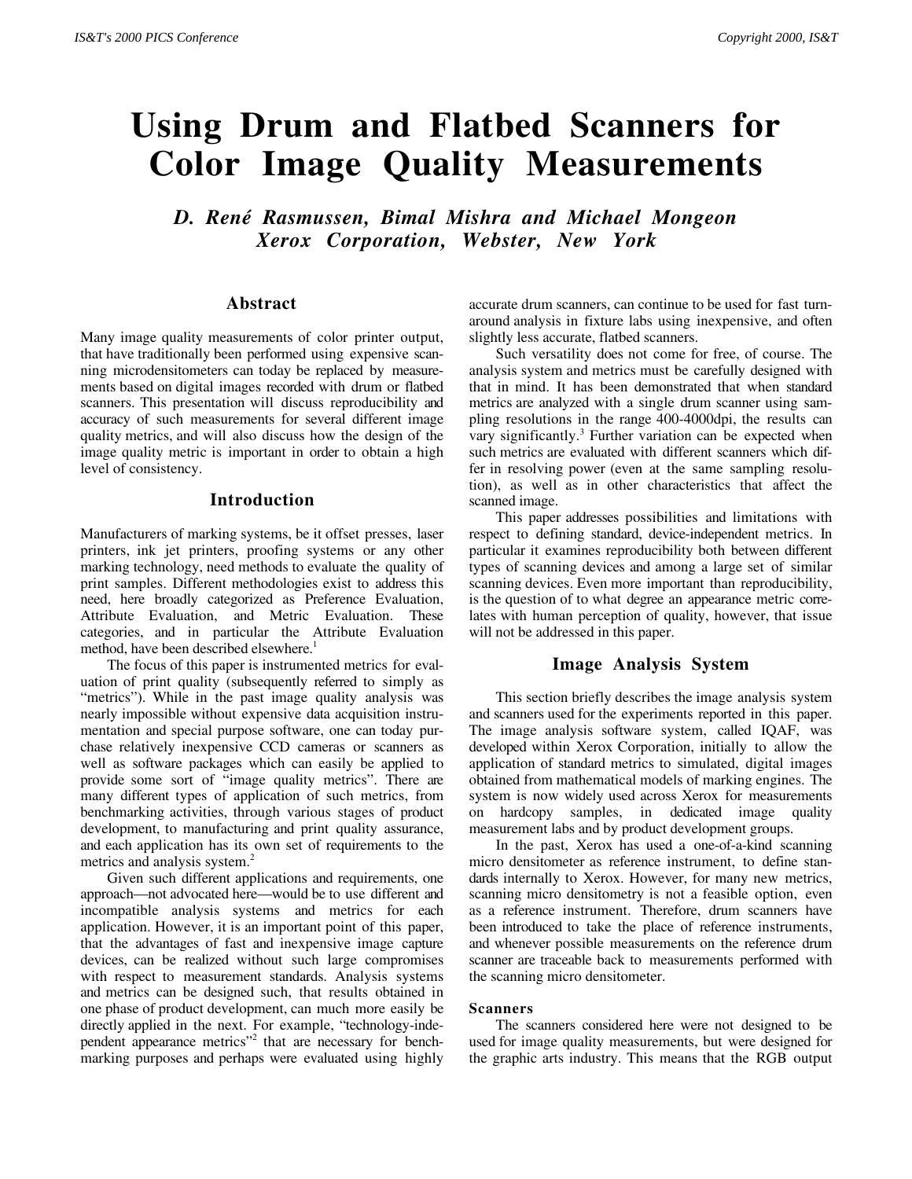# Using Drum and Flatbed Scanners for Color Image Quality Measurements

*D. René Rasmussen, Bimal Mishra and Michael Mongeon*
*Xerox Corporation, Webster, New York*

## Abstract

Many image quality measurements of color printer output, that have traditionally been performed using expensive scanning microdensitometers can today be replaced by measurements based on digital images recorded with drum or flatbed scanners. This presentation will discuss reproducibility and accuracy of such measurements for several different image quality metrics, and will also discuss how the design of the image quality metric is important in order to obtain a high level of consistency.

## Introduction

Manufacturers of marking systems, be it offset presses, laser printers, ink jet printers, proofing systems or any other marking technology, need methods to evaluate the quality of print samples. Different methodologies exist to address this need, here broadly categorized as Preference Evaluation, Attribute Evaluation, and Metric Evaluation. These categories, and in particular the Attribute Evaluation method, have been described elsewhere.[1]

The focus of this paper is instrumented metrics for evaluation of print quality (subsequently referred to simply as "metrics"). While in the past image quality analysis was nearly impossible without expensive data acquisition instrumentation and special purpose software, one can today purchase relatively inexpensive CCD cameras or scanners as well as software packages which can easily be applied to provide some sort of "image quality metrics". There are many different types of application of such metrics, from benchmarking activities, through various stages of product development, to manufacturing and print quality assurance, and each application has its own set of requirements to the metrics and analysis system.[2]

Given such different applications and requirements, one approach—not advocated here—would be to use different and incompatible analysis systems and metrics for each application. However, it is an important point of this paper, that the advantages of fast and inexpensive image capture devices, can be realized without such large compromises with respect to measurement standards. Analysis systems and metrics can be designed such, that results obtained in one phase of product development, can much more easily be directly applied in the next. For example, "technology-independent appearance metrics"[2] that are necessary for benchmarking purposes and perhaps were evaluated using highly accurate drum scanners, can continue to be used for fast turnaround analysis in fixture labs using inexpensive, and often slightly less accurate, flatbed scanners.

Such versatility does not come for free, of course. The analysis system and metrics must be carefully designed with that in mind. It has been demonstrated that when standard metrics are analyzed with a single drum scanner using sampling resolutions in the range 400-4000dpi, the results can vary significantly.[3] Further variation can be expected when such metrics are evaluated with different scanners which differ in resolving power (even at the same sampling resolution), as well as in other characteristics that affect the scanned image.

This paper addresses possibilities and limitations with respect to defining standard, device-independent metrics. In particular it examines reproducibility both between different types of scanning devices and among a large set of similar scanning devices. Even more important than reproducibility, is the question of to what degree an appearance metric correlates with human perception of quality, however, that issue will not be addressed in this paper.

## Image Analysis System

This section briefly describes the image analysis system and scanners used for the experiments reported in this paper. The image analysis software system, called IQAF, was developed within Xerox Corporation, initially to allow the application of standard metrics to simulated, digital images obtained from mathematical models of marking engines. The system is now widely used across Xerox for measurements on hardcopy samples, in dedicated image quality measurement labs and by product development groups.

In the past, Xerox has used a one-of-a-kind scanning micro densitometer as reference instrument, to define standards internally to Xerox. However, for many new metrics, scanning micro densitometry is not a feasible option, even as a reference instrument. Therefore, drum scanners have been introduced to take the place of reference instruments, and whenever possible measurements on the reference drum scanner are traceable back to measurements performed with the scanning micro densitometer.

### Scanners

The scanners considered here were not designed to be used for image quality measurements, but were designed for the graphic arts industry. This means that the RGB output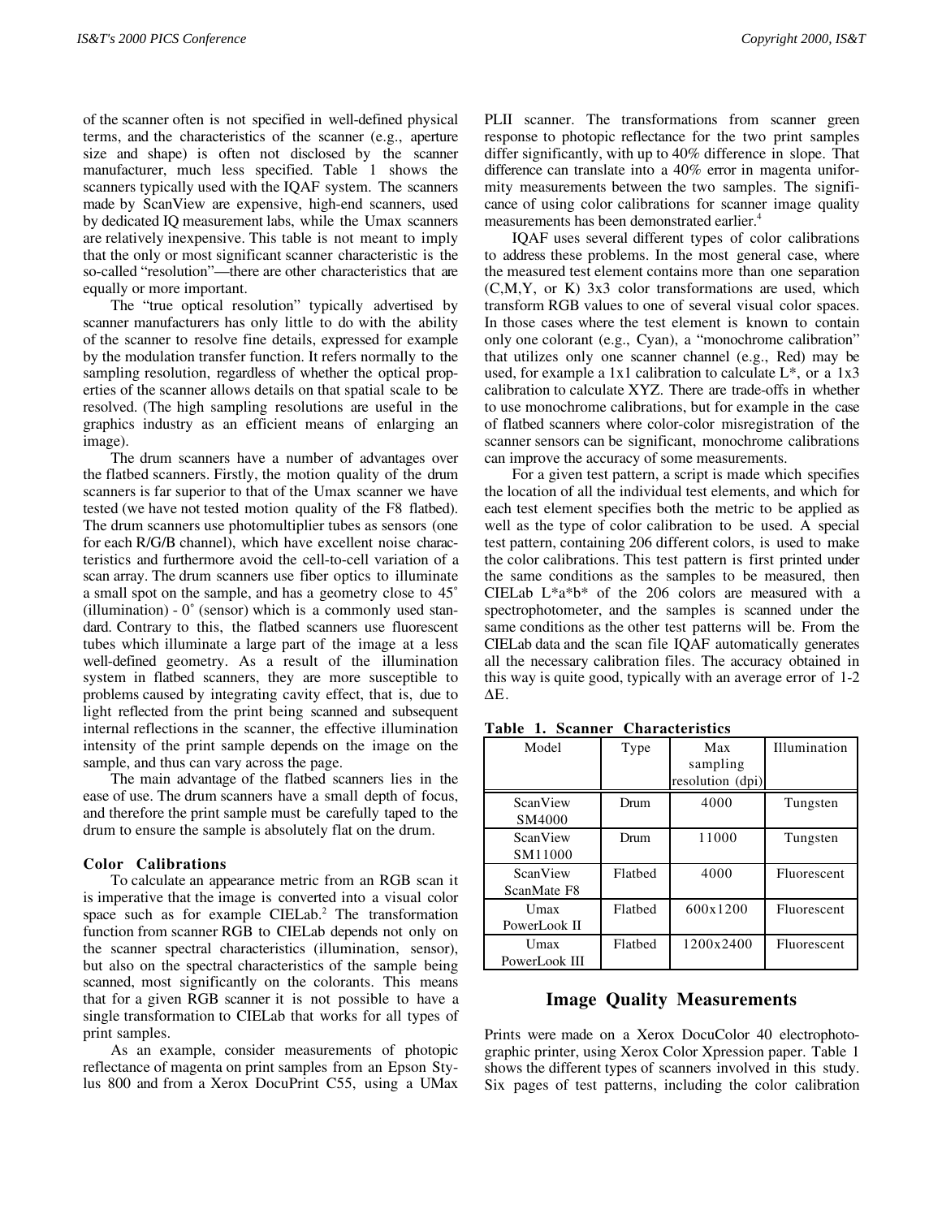of the scanner often is not specified in well-defined physical terms, and the characteristics of the scanner (e.g., aperture size and shape) is often not disclosed by the scanner manufacturer, much less specified. Table 1 shows the scanners typically used with the IQAF system. The scanners made by ScanView are expensive, high-end scanners, used by dedicated IQ measurement labs, while the Umax scanners are relatively inexpensive. This table is not meant to imply that the only or most significant scanner characteristic is the so-called "resolution"—there are other characteristics that are equally or more important.

The "true optical resolution" typically advertised by scanner manufacturers has only little to do with the ability of the scanner to resolve fine details, expressed for example by the modulation transfer function. It refers normally to the sampling resolution, regardless of whether the optical properties of the scanner allows details on that spatial scale to be resolved. (The high sampling resolutions are useful in the graphics industry as an efficient means of enlarging an image).

The drum scanners have a number of advantages over the flatbed scanners. Firstly, the motion quality of the drum scanners is far superior to that of the Umax scanner we have tested (we have not tested motion quality of the F8 flatbed). The drum scanners use photomultiplier tubes as sensors (one for each R/G/B channel), which have excellent noise characteristics and furthermore avoid the cell-to-cell variation of a scan array. The drum scanners use fiber optics to illuminate a small spot on the sample, and has a geometry close to 45˚ (illumination) - 0˚ (sensor) which is a commonly used standard. Contrary to this, the flatbed scanners use fluorescent tubes which illuminate a large part of the image at a less well-defined geometry. As a result of the illumination system in flatbed scanners, they are more susceptible to problems caused by integrating cavity effect, that is, due to light reflected from the print being scanned and subsequent internal reflections in the scanner, the effective illumination intensity of the print sample depends on the image on the sample, and thus can vary across the page.

The main advantage of the flatbed scanners lies in the ease of use. The drum scanners have a small depth of focus, and therefore the print sample must be carefully taped to the drum to ensure the sample is absolutely flat on the drum.

### Color Calibrations

To calculate an appearance metric from an RGB scan it is imperative that the image is converted into a visual color space such as for example CIELab.[2] The transformation function from scanner RGB to CIELab depends not only on the scanner spectral characteristics (illumination, sensor), but also on the spectral characteristics of the sample being scanned, most significantly on the colorants. This means that for a given RGB scanner it is not possible to have a single transformation to CIELab that works for all types of print samples.

As an example, consider measurements of photopic reflectance of magenta on print samples from an Epson Stylus 800 and from a Xerox DocuPrint C55, using a UMax PLII scanner. The transformations from scanner green response to photopic reflectance for the two print samples differ significantly, with up to 40% difference in slope. That difference can translate into a 40% error in magenta uniformity measurements between the two samples. The significance of using color calibrations for scanner image quality measurements has been demonstrated earlier.[4]

IQAF uses several different types of color calibrations to address these problems. In the most general case, where the measured test element contains more than one separation (C,M,Y, or K) 3x3 color transformations are used, which transform RGB values to one of several visual color spaces. In those cases where the test element is known to contain only one colorant (e.g., Cyan), a "monochrome calibration" that utilizes only one scanner channel (e.g., Red) may be used, for example a 1x1 calibration to calculate L*, or a 1x3 calibration to calculate XYZ. There are trade-offs in whether to use monochrome calibrations, but for example in the case of flatbed scanners where color-color misregistration of the scanner sensors can be significant, monochrome calibrations can improve the accuracy of some measurements.

For a given test pattern, a script is made which specifies the location of all the individual test elements, and which for each test element specifies both the metric to be applied as well as the type of color calibration to be used. A special test pattern, containing 206 different colors, is used to make the color calibrations. This test pattern is first printed under the same conditions as the samples to be measured, then CIELab L*a*b* of the 206 colors are measured with a spectrophotometer, and the samples is scanned under the same conditions as the other test patterns will be. From the CIELab data and the scan file IQAF automatically generates all the necessary calibration files. The accuracy obtained in this way is quite good, typically with an average error of 1-2 $\Delta E$.

**Table 1. Scanner Characteristics**

| Model | Type | Max sampling resolution (dpi) | Illumination |
|---|---|---|---|
| ScanView SM4000 | Drum | 4000 | Tungsten |
| ScanView SM11000 | Drum | 11000 | Tungsten |
| ScanView ScanMate F8 | Flatbed | 4000 | Fluorescent |
| Umax PowerLook II | Flatbed | 600x1200 | Fluorescent |
| Umax PowerLook III | Flatbed | 1200x2400 | Fluorescent |

## Image Quality Measurements

Prints were made on a Xerox DocuColor 40 electrophotographic printer, using Xerox Color Xpression paper. Table 1 shows the different types of scanners involved in this study. Six pages of test patterns, including the color calibration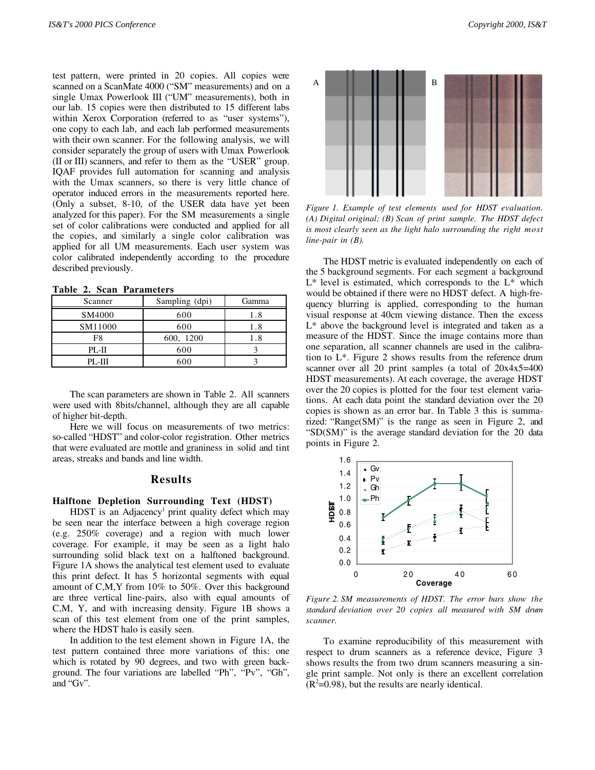test pattern, were printed in 20 copies. All copies were scanned on a ScanMate 4000 ("SM" measurements) and on a single Umax Powerlook III ("UM" measurements), both in our lab. 15 copies were then distributed to 15 different labs within Xerox Corporation (referred to as "user systems"), one copy to each lab, and each lab performed measurements with their own scanner. For the following analysis, we will consider separately the group of users with Umax Powerlook (II or III) scanners, and refer to them as the "USER" group. IQAF provides full automation for scanning and analysis with the Umax scanners, so there is very little chance of operator induced errors in the measurements reported here. (Only a subset, 8-10, of the USER data have yet been analyzed for this paper). For the SM measurements a single set of color calibrations were conducted and applied for all the copies, and similarly a single color calibration was applied for all UM measurements. Each user system was color calibrated independently according to the procedure described previously.

**Table 2. Scan Parameters**

| Scanner | Sampling (dpi) | Gamma |
|---|---|---|
| SM4000 | 600 | 1.8 |
| SM11000 | 600 | 1.8 |
| F8 | 600, 1200 | 1.8 |
| PL-II | 600 | 3 |
| PL-III | 600 | 3 |

The scan parameters are shown in Table 2. All scanners were used with 8bits/channel, although they are all capable of higher bit-depth.

Here we will focus on measurements of two metrics: so-called "HDST" and color-color registration. Other metrics that were evaluated are mottle and graniness in solid and tint areas, streaks and bands and line width.

## Results

### Halftone Depletion Surrounding Text (HDST)

HDST is an Adjacency[1] print quality defect which may be seen near the interface between a high coverage region (e.g. 250% coverage) and a region with much lower coverage. For example, it may be seen as a light halo surrounding solid black text on a halftoned background. Figure 1A shows the analytical test element used to evaluate this print defect. It has 5 horizontal segments with equal amount of C,M,Y from 10% to 50%. Over this background are three vertical line-pairs, also with equal amounts of C,M, Y, and with increasing density. Figure 1B shows a scan of this test element from one of the print samples, where the HDST halo is easily seen.

In addition to the test element shown in Figure 1A, the test pattern contained three more variations of this: one which is rotated by 90 degrees, and two with green background. The four variations are labelled "Ph", "Pv", "Gh", and "Gv".

A

B

*Figure 1. Example of test elements used for HDST evaluation. (A) Digital original; (B) Scan of print sample. The HDST defect is most clearly seen as the light halo surrounding the right most line-pair in (B).*

The HDST metric is evaluated independently on each of the 5 background segments. For each segment a background L* level is estimated, which corresponds to the L* which would be obtained if there were no HDST defect. A high-frequency blurring is applied, corresponding to the human visual response at 40cm viewing distance. Then the excess L* above the background level is integrated and taken as a measure of the HDST. Since the image contains more than one separation, all scanner channels are used in the calibration to L*. Figure 2 shows results from the reference drum scanner over all 20 print samples (a total of 20x4x5=400 HDST measurements). At each coverage, the average HDST over the 20 copies is plotted for the four test element variations. At each data point the standard deviation over the 20 copies is shown as an error bar. In Table 3 this is summarized: "Range(SM)" is the range as seen in Figure 2, and "SD(SM)" is the average standard deviation for the 20 data points in Figure 2.

HDST

1.6
1.4
1.2
1.0
0.8
0.6
0.4
0.2
0.0

0
20
40
60

Coverage

Gv
Pv
Gh
Ph

*Figure 2. SM measurements of HDST. The error bars show the standard deviation over 20 copies all measured with SM drum scanner.*

To examine reproducibility of this measurement with respect to drum scanners as a reference device, Figure 3 shows results the from two drum scanners measuring a single print sample. Not only is there an excellent correlation ($R^2$=0.98), but the results are nearly identical.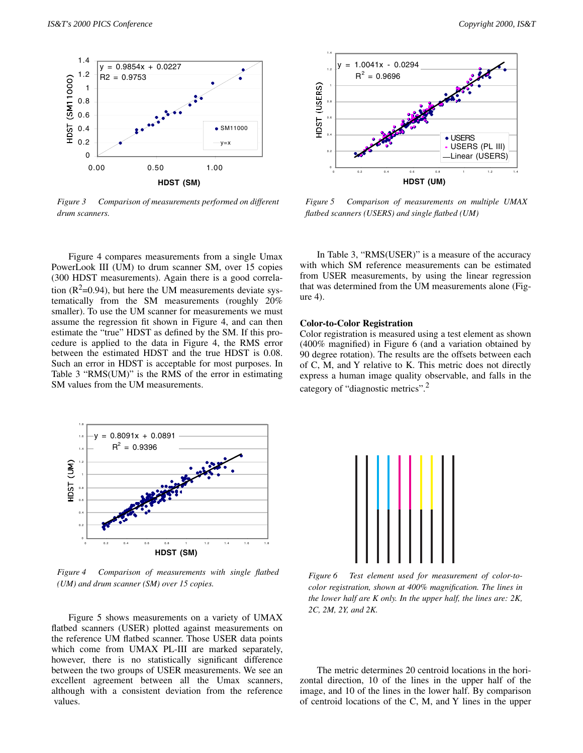y = 0.9854x + 0.0227
R2 = 0.9753

HDST (SM11000)

HDST (SM)

1.4
1.2
1
0.8
0.6
0.4
0.2
0

0.00
0.50
1.00

SM11000
y=x

*Figure 3 Comparison of measurements performed on different drum scanners.*

y = 1.0041x - 0.0294
$R^2$ = 0.9696

HDST (USERS)

HDST (UM)

USERS
USERS (PL III)
Linear (USERS)

*Figure 5 Comparison of measurements on multiple UMAX flatbed scanners (USERS) and single flatbed (UM)*

Figure 4 compares measurements from a single Umax PowerLook III (UM) to drum scanner SM, over 15 copies (300 HDST measurements). Again there is a good correlation ($R^2$=0.94), but here the UM measurements deviate systematically from the SM measurements (roughly 20% smaller). To use the UM scanner for measurements we must assume the regression fit shown in Figure 4, and can then estimate the "true" HDST as defined by the SM. If this procedure is applied to the data in Figure 4, the RMS error between the estimated HDST and the true HDST is 0.08. Such an error in HDST is acceptable for most purposes. In Table 3 "RMS(UM)" is the RMS of the error in estimating SM values from the UM measurements.

y = 0.8091x + 0.0891
$R^2$ = 0.9396

HDST (UM)

HDST (SM)

*Figure 4 Comparison of measurements with single flatbed (UM) and drum scanner (SM) over 15 copies.*

Figure 5 shows measurements on a variety of UMAX flatbed scanners (USER) plotted against measurements on the reference UM flatbed scanner. Those USER data points which come from UMAX PL-III are marked separately, however, there is no statistically significant difference between the two groups of USER measurements. We see an excellent agreement between all the Umax scanners, although with a consistent deviation from the reference values.

In Table 3, "RMS(USER)" is a measure of the accuracy with which SM reference measurements can be estimated from USER measurements, by using the linear regression that was determined from the UM measurements alone (Figure 4).

### Color-to-Color Registration

Color registration is measured using a test element as shown (400% magnified) in Figure 6 (and a variation obtained by 90 degree rotation). The results are the offsets between each of C, M, and Y relative to K. This metric does not directly express a human image quality observable, and falls in the category of "diagnostic metrics".[2]

*Figure 6 Test element used for measurement of color-to-color registration, shown at 400% magnification. The lines in the lower half are K only. In the upper half, the lines are: 2K, 2C, 2M, 2Y, and 2K.*

The metric determines 20 centroid locations in the horizontal direction, 10 of the lines in the upper half of the image, and 10 of the lines in the lower half. By comparison of centroid locations of the C, M, and Y lines in the upper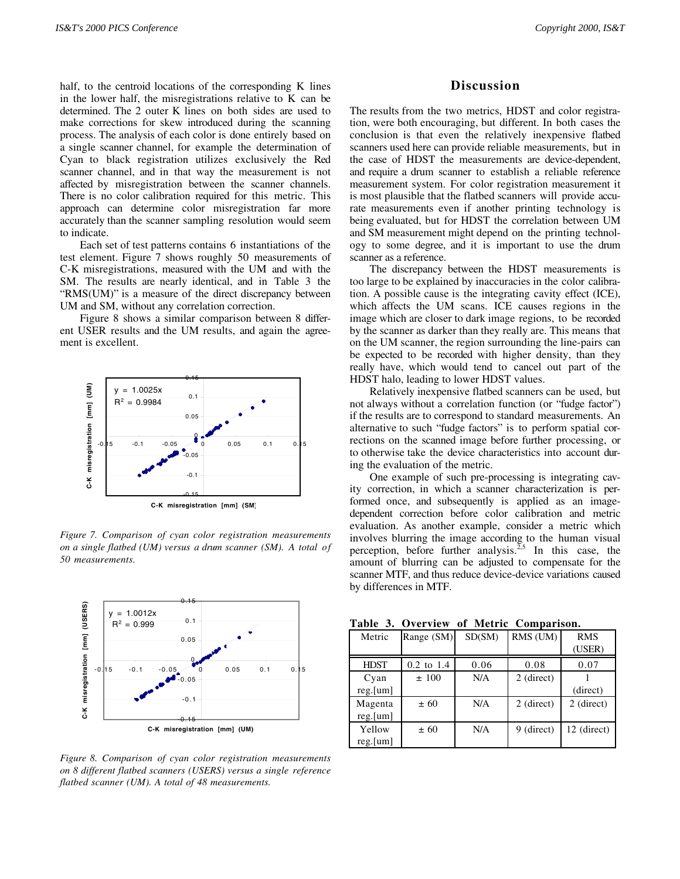half, to the centroid locations of the corresponding K lines in the lower half, the misregistrations relative to K can be determined. The 2 outer K lines on both sides are used to make corrections for skew introduced during the scanning process. The analysis of each color is done entirely based on a single scanner channel, for example the determination of Cyan to black registration utilizes exclusively the Red scanner channel, and in that way the measurement is not affected by misregistration between the scanner channels. There is no color calibration required for this metric. This approach can determine color misregistration far more accurately than the scanner sampling resolution would seem to indicate.

Each set of test patterns contains 6 instantiations of the test element. Figure 7 shows roughly 50 measurements of C-K misregistrations, measured with the UM and with the SM. The results are nearly identical, and in Table 3 the "RMS(UM)" is a measure of the direct discrepancy between UM and SM, without any correlation correction.

Figure 8 shows a similar comparison between 8 different USER results and the UM results, and again the agreement is excellent.

y = 1.0025x
$R^2$ = 0.9984
C-K misregistration [mm] (UM)
C-K misregistration [mm] (SM)
-0.15 -0.1 -0.05 0 0.05 0.1 0.15

*Figure 7. Comparison of cyan color registration measurements on a single flatbed (UM) versus a drum scanner (SM). A total of 50 measurements.*

y = 1.0012x
$R^2$ = 0.999
C-K misregistration [mm] (USERS)
C-K misregistration [mm] (UM)
-0.15 -0.1 -0.05 0 0.05 0.1 0.15

*Figure 8. Comparison of cyan color registration measurements on 8 different flatbed scanners (USERS) versus a single reference flatbed scanner (UM). A total of 48 measurements.*

## Discussion

The results from the two metrics, HDST and color registration, were both encouraging, but different. In both cases the conclusion is that even the relatively inexpensive flatbed scanners used here can provide reliable measurements, but in the case of HDST the measurements are device-dependent, and require a drum scanner to establish a reliable reference measurement system. For color registration measurement it is most plausible that the flatbed scanners will provide accurate measurements even if another printing technology is being evaluated, but for HDST the correlation between UM and SM measurement might depend on the printing technology to some degree, and it is important to use the drum scanner as a reference.

The discrepancy between the HDST measurements is too large to be explained by inaccuracies in the color calibration. A possible cause is the integrating cavity effect (ICE), which affects the UM scans. ICE causes regions in the image which are closer to dark image regions, to be recorded by the scanner as darker than they really are. This means that on the UM scanner, the region surrounding the line-pairs can be expected to be recorded with higher density, than they really have, which would tend to cancel out part of the HDST halo, leading to lower HDST values.

Relatively inexpensive flatbed scanners can be used, but not always without a correlation function (or "fudge factor") if the results are to correspond to standard measurements. An alternative to such "fudge factors" is to perform spatial corrections on the scanned image before further processing, or to otherwise take the device characteristics into account during the evaluation of the metric.

One example of such pre-processing is integrating cavity correction, in which a scanner characterization is performed once, and subsequently is applied as an image-dependent correction before color calibration and metric evaluation. As another example, consider a metric which involves blurring the image according to the human visual perception, before further analysis.[2,5] In this case, the amount of blurring can be adjusted to compensate for the scanner MTF, and thus reduce device-device variations caused by differences in MTF.

**Table 3. Overview of Metric Comparison.**

| Metric | Range (SM) | SD(SM) | RMS (UM) | RMS (USER) |
|---|---|---|---|---|
| HDST | 0.2 to 1.4 | 0.06 | 0.08 | 0.07 |
| Cyan reg.[um] | ± 100 | N/A | 2 (direct) | 1 (direct) |
| Magenta reg.[um] | ± 60 | N/A | 2 (direct) | 2 (direct) |
| Yellow reg.[um] | ± 60 | N/A | 9 (direct) | 12 (direct) |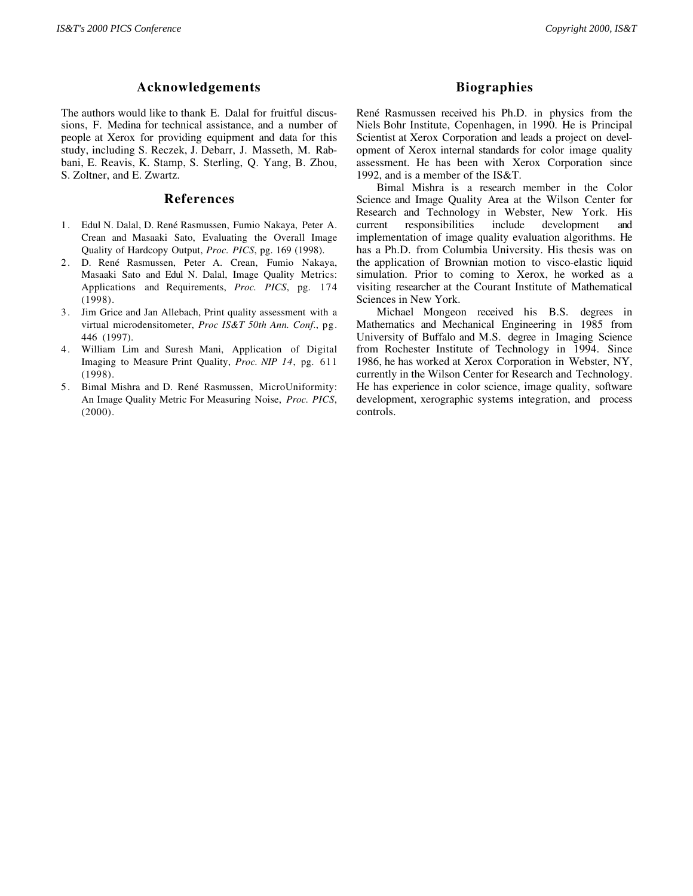## Acknowledgements

The authors would like to thank E. Dalal for fruitful discussions, F. Medina for technical assistance, and a number of people at Xerox for providing equipment and data for this study, including S. Reczek, J. Debarr, J. Masseth, M. Rabbani, E. Reavis, K. Stamp, S. Sterling, Q. Yang, B. Zhou, S. Zoltner, and E. Zwartz.

## References

1. Edul N. Dalal, D. René Rasmussen, Fumio Nakaya, Peter A. Crean and Masaaki Sato, Evaluating the Overall Image Quality of Hardcopy Output, *Proc. PICS*, pg. 169 (1998).
2. D. René Rasmussen, Peter A. Crean, Fumio Nakaya, Masaaki Sato and Edul N. Dalal, Image Quality Metrics: Applications and Requirements, *Proc. PICS*, pg. 174 (1998).
3. Jim Grice and Jan Allebach, Print quality assessment with a virtual microdensitometer, *Proc IS&T 50th Ann. Conf.*, pg. 446 (1997).
4. William Lim and Suresh Mani, Application of Digital Imaging to Measure Print Quality, *Proc. NIP 14*, pg. 611 (1998).
5. Bimal Mishra and D. René Rasmussen, MicroUniformity: An Image Quality Metric For Measuring Noise, *Proc. PICS*, (2000).

## Biographies

René Rasmussen received his Ph.D. in physics from the Niels Bohr Institute, Copenhagen, in 1990. He is Principal Scientist at Xerox Corporation and leads a project on development of Xerox internal standards for color image quality assessment. He has been with Xerox Corporation since 1992, and is a member of the IS&T.

Bimal Mishra is a research member in the Color Science and Image Quality Area at the Wilson Center for Research and Technology in Webster, New York. His current responsibilities include development and implementation of image quality evaluation algorithms. He has a Ph.D. from Columbia University. His thesis was on the application of Brownian motion to visco-elastic liquid simulation. Prior to coming to Xerox, he worked as a visiting researcher at the Courant Institute of Mathematical Sciences in New York.

Michael Mongeon received his B.S. degrees in Mathematics and Mechanical Engineering in 1985 from University of Buffalo and M.S. degree in Imaging Science from Rochester Institute of Technology in 1994. Since 1986, he has worked at Xerox Corporation in Webster, NY, currently in the Wilson Center for Research and Technology. He has experience in color science, image quality, software development, xerographic systems integration, and process controls.